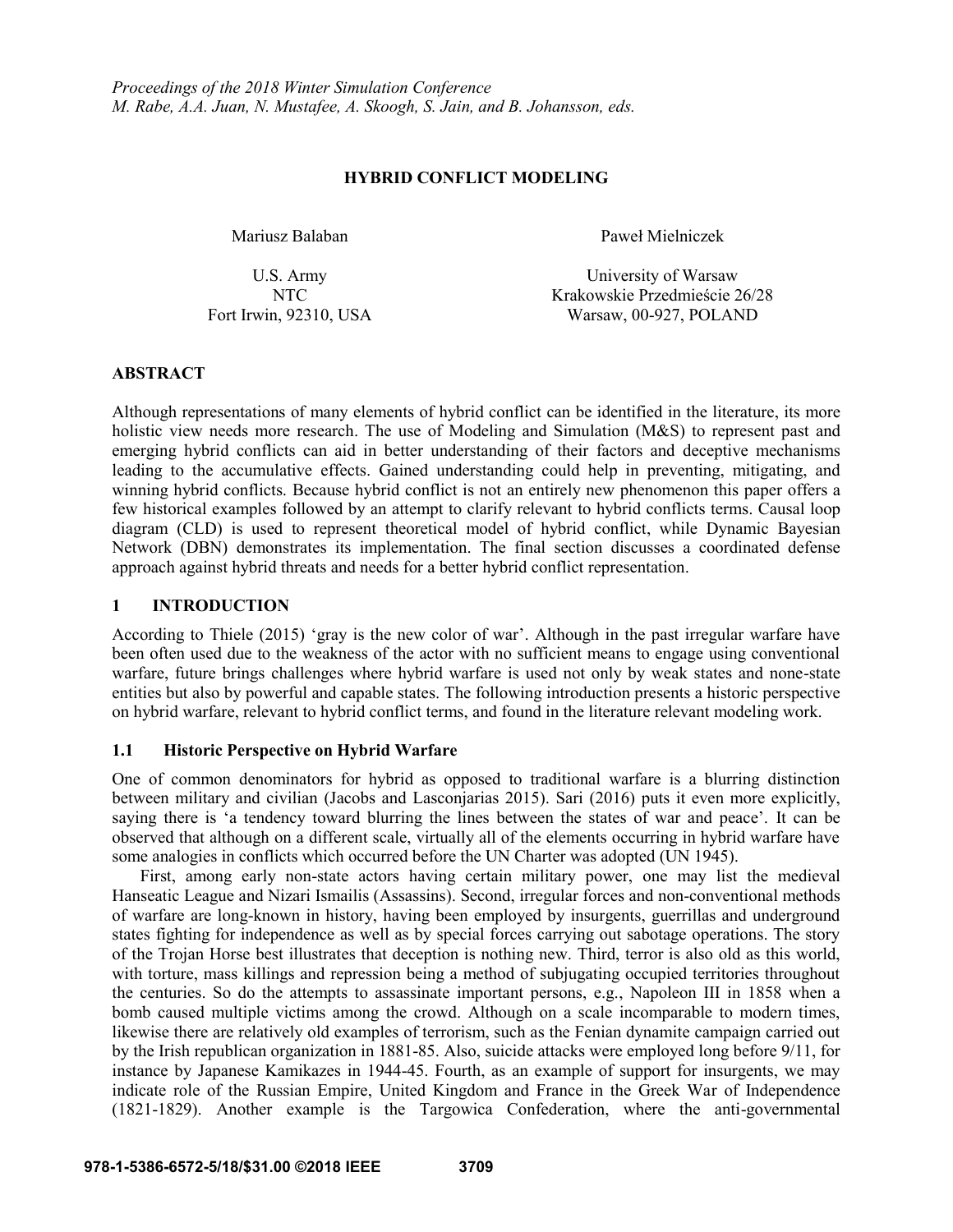*Proceedings of the 2018 Winter Simulation Conference*
*M. Rabe, A.A. Juan, N. Mustafee, A. Skoogh, S. Jain, and B. Johansson, eds.*

# HYBRID CONFLICT MODELING

Mariusz Balaban
U.S. Army
NTC
Fort Irwin, 92310, USA

Paweł Mielniczek
University of Warsaw
Krakowskie Przedmieście 26/28
Warsaw, 00-927, POLAND

## ABSTRACT

Although representations of many elements of hybrid conflict can be identified in the literature, its more holistic view needs more research. The use of Modeling and Simulation (M&S) to represent past and emerging hybrid conflicts can aid in better understanding of their factors and deceptive mechanisms leading to the accumulative effects. Gained understanding could help in preventing, mitigating, and winning hybrid conflicts. Because hybrid conflict is not an entirely new phenomenon this paper offers a few historical examples followed by an attempt to clarify relevant to hybrid conflicts terms. Causal loop diagram (CLD) is used to represent theoretical model of hybrid conflict, while Dynamic Bayesian Network (DBN) demonstrates its implementation. The final section discusses a coordinated defense approach against hybrid threats and needs for a better hybrid conflict representation.

## 1 INTRODUCTION

According to Thiele (2015) 'gray is the new color of war'. Although in the past irregular warfare have been often used due to the weakness of the actor with no sufficient means to engage using conventional warfare, future brings challenges where hybrid warfare is used not only by weak states and none-state entities but also by powerful and capable states. The following introduction presents a historic perspective on hybrid warfare, relevant to hybrid conflict terms, and found in the literature relevant modeling work.

### 1.1 Historic Perspective on Hybrid Warfare

One of common denominators for hybrid as opposed to traditional warfare is a blurring distinction between military and civilian (Jacobs and Lasconjarias 2015). Sari (2016) puts it even more explicitly, saying there is 'a tendency toward blurring the lines between the states of war and peace'. It can be observed that although on a different scale, virtually all of the elements occurring in hybrid warfare have some analogies in conflicts which occurred before the UN Charter was adopted (UN 1945).

First, among early non-state actors having certain military power, one may list the medieval Hanseatic League and Nizari Ismailis (Assassins). Second, irregular forces and non-conventional methods of warfare are long-known in history, having been employed by insurgents, guerrillas and underground states fighting for independence as well as by special forces carrying out sabotage operations. The story of the Trojan Horse best illustrates that deception is nothing new. Third, terror is also old as this world, with torture, mass killings and repression being a method of subjugating occupied territories throughout the centuries. So do the attempts to assassinate important persons, e.g., Napoleon III in 1858 when a bomb caused multiple victims among the crowd. Although on a scale incomparable to modern times, likewise there are relatively old examples of terrorism, such as the Fenian dynamite campaign carried out by the Irish republican organization in 1881-85. Also, suicide attacks were employed long before 9/11, for instance by Japanese Kamikazes in 1944-45. Fourth, as an example of support for insurgents, we may indicate role of the Russian Empire, United Kingdom and France in the Greek War of Independence (1821-1829). Another example is the Targowica Confederation, where the anti-governmental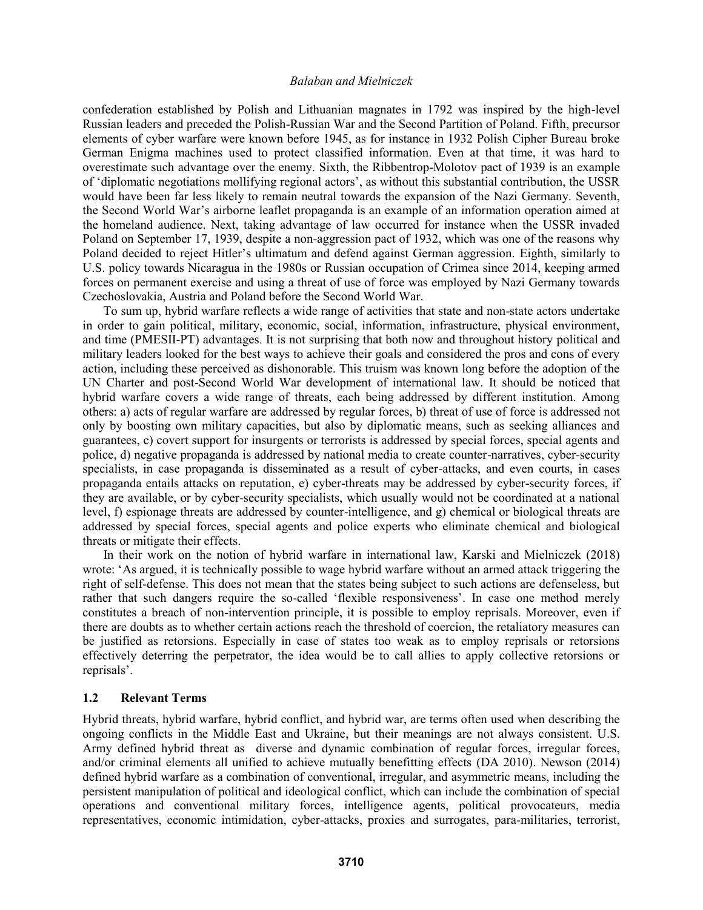confederation established by Polish and Lithuanian magnates in 1792 was inspired by the high-level Russian leaders and preceded the Polish-Russian War and the Second Partition of Poland. Fifth, precursor elements of cyber warfare were known before 1945, as for instance in 1932 Polish Cipher Bureau broke German Enigma machines used to protect classified information. Even at that time, it was hard to overestimate such advantage over the enemy. Sixth, the Ribbentrop-Molotov pact of 1939 is an example of 'diplomatic negotiations mollifying regional actors', as without this substantial contribution, the USSR would have been far less likely to remain neutral towards the expansion of the Nazi Germany. Seventh, the Second World War's airborne leaflet propaganda is an example of an information operation aimed at the homeland audience. Next, taking advantage of law occurred for instance when the USSR invaded Poland on September 17, 1939, despite a non-aggression pact of 1932, which was one of the reasons why Poland decided to reject Hitler's ultimatum and defend against German aggression. Eighth, similarly to U.S. policy towards Nicaragua in the 1980s or Russian occupation of Crimea since 2014, keeping armed forces on permanent exercise and using a threat of use of force was employed by Nazi Germany towards Czechoslovakia, Austria and Poland before the Second World War.

To sum up, hybrid warfare reflects a wide range of activities that state and non-state actors undertake in order to gain political, military, economic, social, information, infrastructure, physical environment, and time (PMESII-PT) advantages. It is not surprising that both now and throughout history political and military leaders looked for the best ways to achieve their goals and considered the pros and cons of every action, including these perceived as dishonorable. This truism was known long before the adoption of the UN Charter and post-Second World War development of international law. It should be noticed that hybrid warfare covers a wide range of threats, each being addressed by different institution. Among others: a) acts of regular warfare are addressed by regular forces, b) threat of use of force is addressed not only by boosting own military capacities, but also by diplomatic means, such as seeking alliances and guarantees, c) covert support for insurgents or terrorists is addressed by special forces, special agents and police, d) negative propaganda is addressed by national media to create counter-narratives, cyber-security specialists, in case propaganda is disseminated as a result of cyber-attacks, and even courts, in cases propaganda entails attacks on reputation, e) cyber-threats may be addressed by cyber-security forces, if they are available, or by cyber-security specialists, which usually would not be coordinated at a national level, f) espionage threats are addressed by counter-intelligence, and g) chemical or biological threats are addressed by special forces, special agents and police experts who eliminate chemical and biological threats or mitigate their effects.

In their work on the notion of hybrid warfare in international law, Karski and Mielniczek (2018) wrote: 'As argued, it is technically possible to wage hybrid warfare without an armed attack triggering the right of self-defense. This does not mean that the states being subject to such actions are defenseless, but rather that such dangers require the so-called 'flexible responsiveness'. In case one method merely constitutes a breach of non-intervention principle, it is possible to employ reprisals. Moreover, even if there are doubts as to whether certain actions reach the threshold of coercion, the retaliatory measures can be justified as retorsions. Especially in case of states too weak as to employ reprisals or retorsions effectively deterring the perpetrator, the idea would be to call allies to apply collective retorsions or reprisals'.

### 1.2 Relevant Terms

Hybrid threats, hybrid warfare, hybrid conflict, and hybrid war, are terms often used when describing the ongoing conflicts in the Middle East and Ukraine, but their meanings are not always consistent. U.S. Army defined hybrid threat as diverse and dynamic combination of regular forces, irregular forces, and/or criminal elements all unified to achieve mutually benefitting effects (DA 2010). Newson (2014) defined hybrid warfare as a combination of conventional, irregular, and asymmetric means, including the persistent manipulation of political and ideological conflict, which can include the combination of special operations and conventional military forces, intelligence agents, political provocateurs, media representatives, economic intimidation, cyber-attacks, proxies and surrogates, para-militaries, terrorist,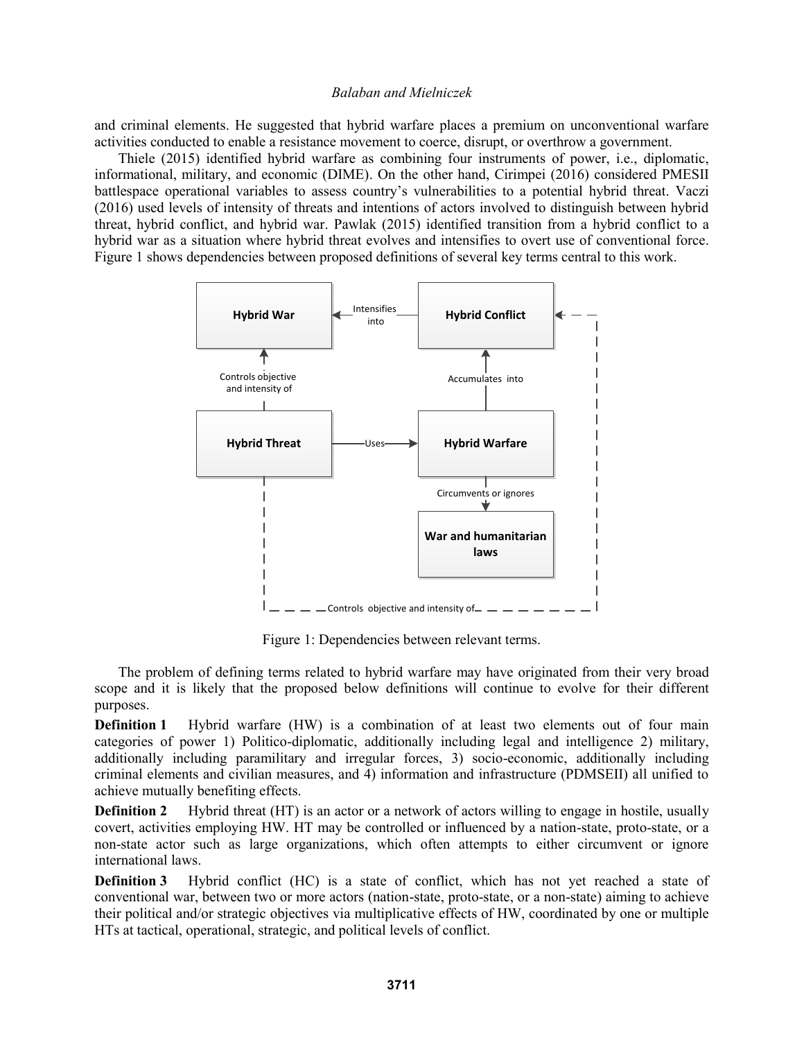and criminal elements. He suggested that hybrid warfare places a premium on unconventional warfare activities conducted to enable a resistance movement to coerce, disrupt, or overthrow a government.

Thiele (2015) identified hybrid warfare as combining four instruments of power, i.e., diplomatic, informational, military, and economic (DIME). On the other hand, Cirimpei (2016) considered PMESII battlespace operational variables to assess country's vulnerabilities to a potential hybrid threat. Vaczi (2016) used levels of intensity of threats and intentions of actors involved to distinguish between hybrid threat, hybrid conflict, and hybrid war. Pawlak (2015) identified transition from a hybrid conflict to a hybrid war as a situation where hybrid threat evolves and intensifies to overt use of conventional force. Figure 1 shows dependencies between proposed definitions of several key terms central to this work.

Figure 1: Dependencies between relevant terms.

The problem of defining terms related to hybrid warfare may have originated from their very broad scope and it is likely that the proposed below definitions will continue to evolve for their different purposes.

**Definition 1** Hybrid warfare (HW) is a combination of at least two elements out of four main categories of power 1) Politico-diplomatic, additionally including legal and intelligence 2) military, additionally including paramilitary and irregular forces, 3) socio-economic, additionally including criminal elements and civilian measures, and 4) information and infrastructure (PDMSEII) all unified to achieve mutually benefiting effects.

**Definition 2** Hybrid threat (HT) is an actor or a network of actors willing to engage in hostile, usually covert, activities employing HW. HT may be controlled or influenced by a nation-state, proto-state, or a non-state actor such as large organizations, which often attempts to either circumvent or ignore international laws.

**Definition 3** Hybrid conflict (HC) is a state of conflict, which has not yet reached a state of conventional war, between two or more actors (nation-state, proto-state, or a non-state) aiming to achieve their political and/or strategic objectives via multiplicative effects of HW, coordinated by one or multiple HTs at tactical, operational, strategic, and political levels of conflict.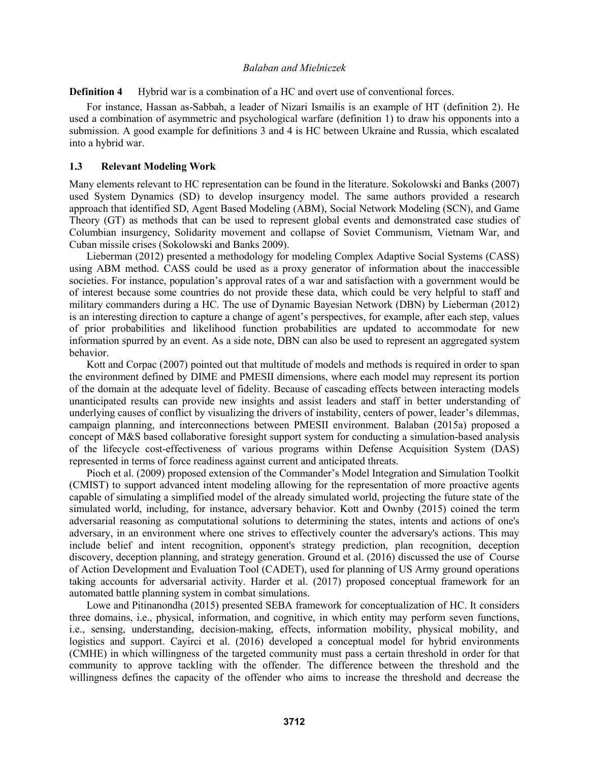**Definition 4** Hybrid war is a combination of a HC and overt use of conventional forces.

For instance, Hassan as-Sabbah, a leader of Nizari Ismailis is an example of HT (definition 2). He used a combination of asymmetric and psychological warfare (definition 1) to draw his opponents into a submission. A good example for definitions 3 and 4 is HC between Ukraine and Russia, which escalated into a hybrid war.

### 1.3 Relevant Modeling Work

Many elements relevant to HC representation can be found in the literature. Sokolowski and Banks (2007) used System Dynamics (SD) to develop insurgency model. The same authors provided a research approach that identified SD, Agent Based Modeling (ABM), Social Network Modeling (SCN), and Game Theory (GT) as methods that can be used to represent global events and demonstrated case studies of Columbian insurgency, Solidarity movement and collapse of Soviet Communism, Vietnam War, and Cuban missile crises (Sokolowski and Banks 2009).

Lieberman (2012) presented a methodology for modeling Complex Adaptive Social Systems (CASS) using ABM method. CASS could be used as a proxy generator of information about the inaccessible societies. For instance, population's approval rates of a war and satisfaction with a government would be of interest because some countries do not provide these data, which could be very helpful to staff and military commanders during a HC. The use of Dynamic Bayesian Network (DBN) by Lieberman (2012) is an interesting direction to capture a change of agent's perspectives, for example, after each step, values of prior probabilities and likelihood function probabilities are updated to accommodate for new information spurred by an event. As a side note, DBN can also be used to represent an aggregated system behavior.

Kott and Corpac (2007) pointed out that multitude of models and methods is required in order to span the environment defined by DIME and PMESII dimensions, where each model may represent its portion of the domain at the adequate level of fidelity. Because of cascading effects between interacting models unanticipated results can provide new insights and assist leaders and staff in better understanding of underlying causes of conflict by visualizing the drivers of instability, centers of power, leader's dilemmas, campaign planning, and interconnections between PMESII environment. Balaban (2015a) proposed a concept of M&S based collaborative foresight support system for conducting a simulation-based analysis of the lifecycle cost-effectiveness of various programs within Defense Acquisition System (DAS) represented in terms of force readiness against current and anticipated threats.

Pioch et al. (2009) proposed extension of the Commander's Model Integration and Simulation Toolkit (CMIST) to support advanced intent modeling allowing for the representation of more proactive agents capable of simulating a simplified model of the already simulated world, projecting the future state of the simulated world, including, for instance, adversary behavior. Kott and Ownby (2015) coined the term adversarial reasoning as computational solutions to determining the states, intents and actions of one's adversary, in an environment where one strives to effectively counter the adversary's actions. This may include belief and intent recognition, opponent's strategy prediction, plan recognition, deception discovery, deception planning, and strategy generation. Ground et al. (2016) discussed the use of Course of Action Development and Evaluation Tool (CADET), used for planning of US Army ground operations taking accounts for adversarial activity. Harder et al. (2017) proposed conceptual framework for an automated battle planning system in combat simulations.

Lowe and Pitinanondha (2015) presented SEBA framework for conceptualization of HC. It considers three domains, i.e., physical, information, and cognitive, in which entity may perform seven functions, i.e., sensing, understanding, decision-making, effects, information mobility, physical mobility, and logistics and support. Cayirci et al. (2016) developed a conceptual model for hybrid environments (CMHE) in which willingness of the targeted community must pass a certain threshold in order for that community to approve tackling with the offender. The difference between the threshold and the willingness defines the capacity of the offender who aims to increase the threshold and decrease the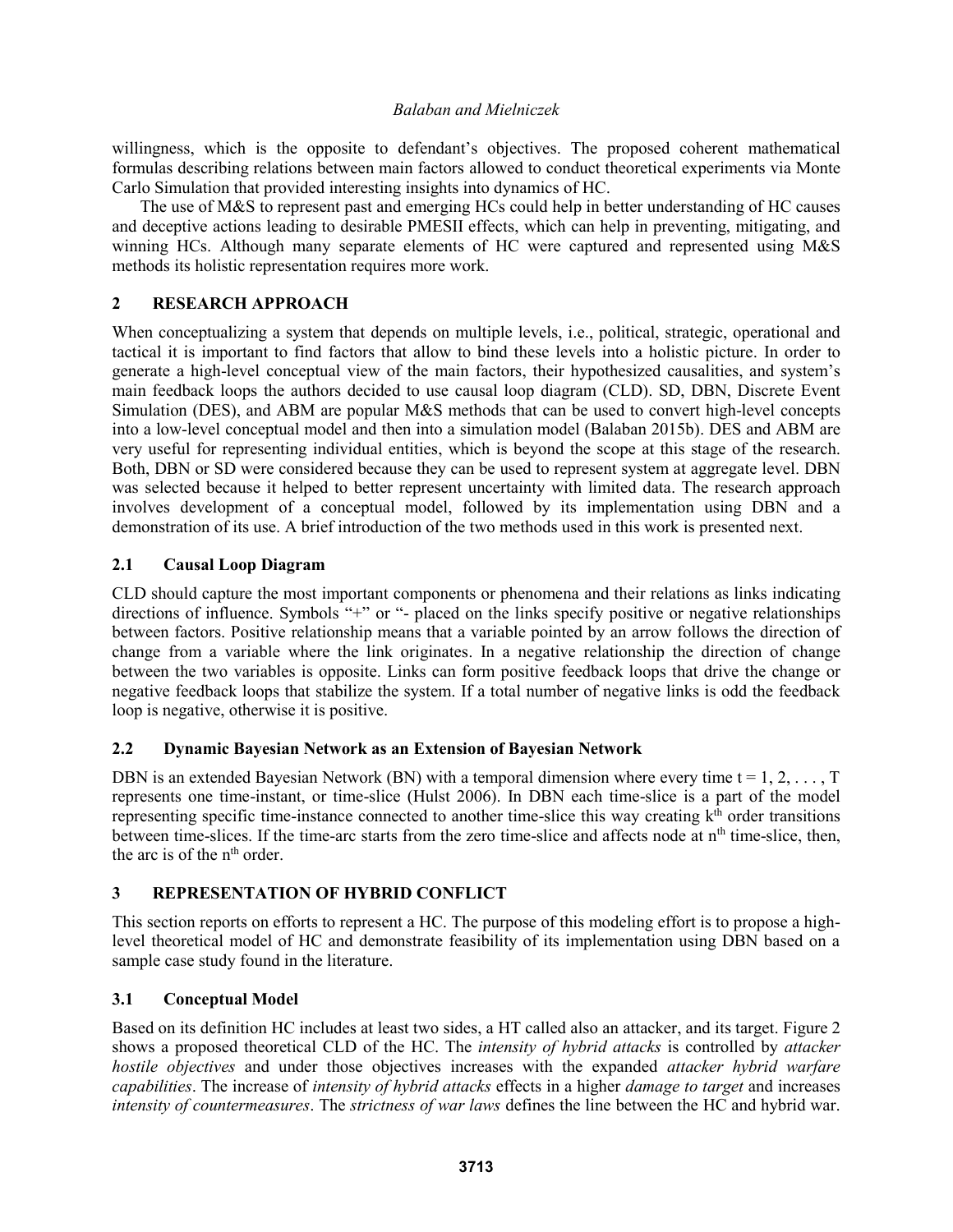willingness, which is the opposite to defendant's objectives. The proposed coherent mathematical formulas describing relations between main factors allowed to conduct theoretical experiments via Monte Carlo Simulation that provided interesting insights into dynamics of HC.

The use of M&S to represent past and emerging HCs could help in better understanding of HC causes and deceptive actions leading to desirable PMESII effects, which can help in preventing, mitigating, and winning HCs. Although many separate elements of HC were captured and represented using M&S methods its holistic representation requires more work.

## 2 RESEARCH APPROACH

When conceptualizing a system that depends on multiple levels, i.e., political, strategic, operational and tactical it is important to find factors that allow to bind these levels into a holistic picture. In order to generate a high-level conceptual view of the main factors, their hypothesized causalities, and system's main feedback loops the authors decided to use causal loop diagram (CLD). SD, DBN, Discrete Event Simulation (DES), and ABM are popular M&S methods that can be used to convert high-level concepts into a low-level conceptual model and then into a simulation model (Balaban 2015b). DES and ABM are very useful for representing individual entities, which is beyond the scope at this stage of the research. Both, DBN or SD were considered because they can be used to represent system at aggregate level. DBN was selected because it helped to better represent uncertainty with limited data. The research approach involves development of a conceptual model, followed by its implementation using DBN and a demonstration of its use. A brief introduction of the two methods used in this work is presented next.

### 2.1 Causal Loop Diagram

CLD should capture the most important components or phenomena and their relations as links indicating directions of influence. Symbols "+" or "- placed on the links specify positive or negative relationships between factors. Positive relationship means that a variable pointed by an arrow follows the direction of change from a variable where the link originates. In a negative relationship the direction of change between the two variables is opposite. Links can form positive feedback loops that drive the change or negative feedback loops that stabilize the system. If a total number of negative links is odd the feedback loop is negative, otherwise it is positive.

### 2.2 Dynamic Bayesian Network as an Extension of Bayesian Network

DBN is an extended Bayesian Network (BN) with a temporal dimension where every time $t = 1, 2, \ldots, T$ represents one time-instant, or time-slice (Hulst 2006). In DBN each time-slice is a part of the model representing specific time-instance connected to another time-slice this way creating $k^{th}$ order transitions between time-slices. If the time-arc starts from the zero time-slice and affects node at $n^{th}$ time-slice, then, the arc is of the $n^{th}$ order.

## 3 REPRESENTATION OF HYBRID CONFLICT

This section reports on efforts to represent a HC. The purpose of this modeling effort is to propose a high-level theoretical model of HC and demonstrate feasibility of its implementation using DBN based on a sample case study found in the literature.

### 3.1 Conceptual Model

Based on its definition HC includes at least two sides, a HT called also an attacker, and its target. Figure 2 shows a proposed theoretical CLD of the HC. The *intensity of hybrid attacks* is controlled by *attacker hostile objectives* and under those objectives increases with the expanded *attacker hybrid warfare capabilities*. The increase of *intensity of hybrid attacks* effects in a higher *damage to target* and increases *intensity of countermeasures*. The *strictness of war laws* defines the line between the HC and hybrid war.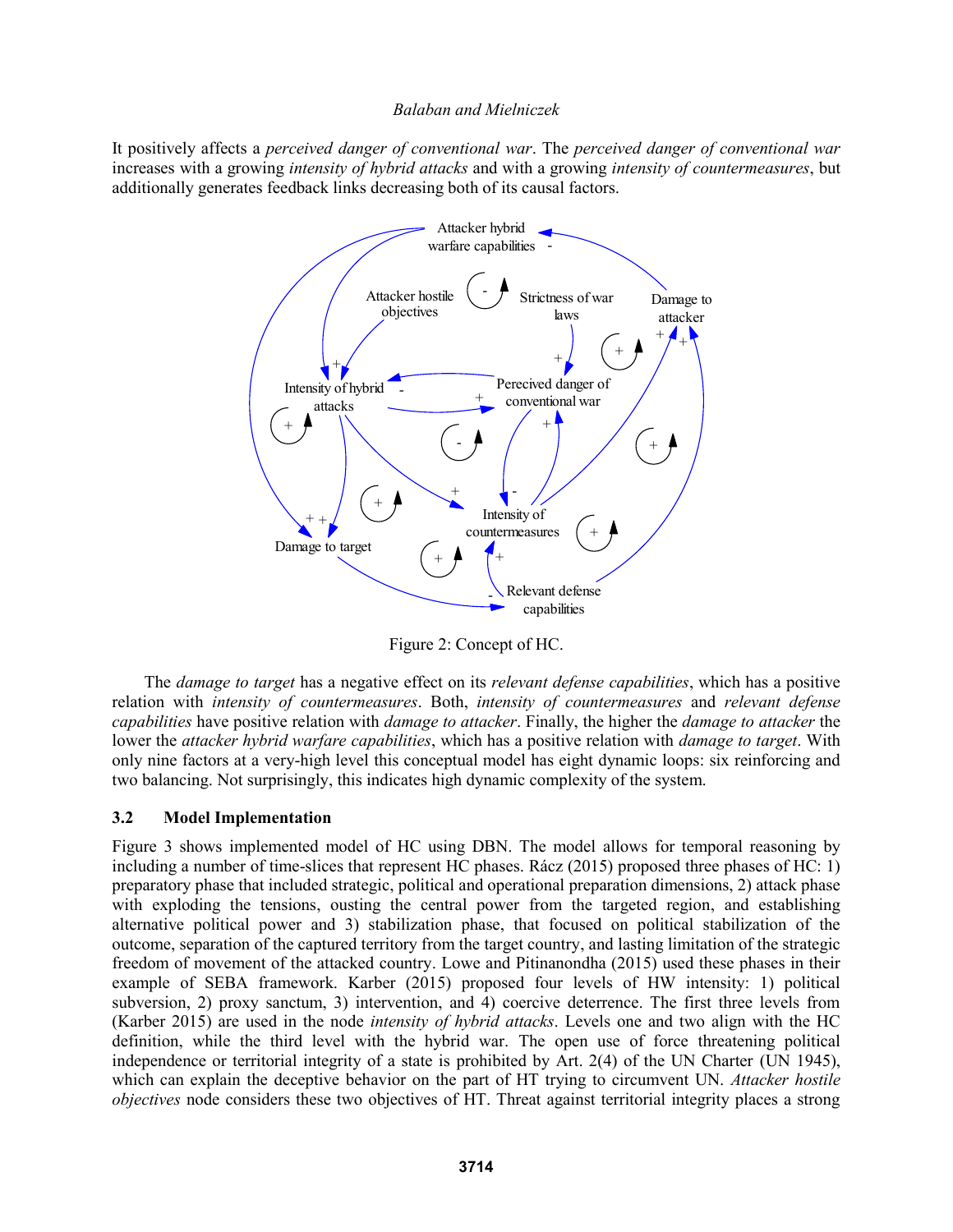It positively affects a *perceived danger of conventional war*. The *perceived danger of conventional war* increases with a growing *intensity of hybrid attacks* and with a growing *intensity of countermeasures*, but additionally generates feedback links decreasing both of its causal factors.

Figure 2: Concept of HC.

The *damage to target* has a negative effect on its *relevant defense capabilities*, which has a positive relation with *intensity of countermeasures*. Both, *intensity of countermeasures* and *relevant defense capabilities* have positive relation with *damage to attacker*. Finally, the higher the *damage to attacker* the lower the *attacker hybrid warfare capabilities*, which has a positive relation with *damage to target*. With only nine factors at a very-high level this conceptual model has eight dynamic loops: six reinforcing and two balancing. Not surprisingly, this indicates high dynamic complexity of the system.

### 3.2 Model Implementation

Figure 3 shows implemented model of HC using DBN. The model allows for temporal reasoning by including a number of time-slices that represent HC phases. Rácz (2015) proposed three phases of HC: 1) preparatory phase that included strategic, political and operational preparation dimensions, 2) attack phase with exploding the tensions, ousting the central power from the targeted region, and establishing alternative political power and 3) stabilization phase, that focused on political stabilization of the outcome, separation of the captured territory from the target country, and lasting limitation of the strategic freedom of movement of the attacked country. Lowe and Pitinanondha (2015) used these phases in their example of SEBA framework. Karber (2015) proposed four levels of HW intensity: 1) political subversion, 2) proxy sanctum, 3) intervention, and 4) coercive deterrence. The first three levels from (Karber 2015) are used in the node *intensity of hybrid attacks*. Levels one and two align with the HC definition, while the third level with the hybrid war. The open use of force threatening political independence or territorial integrity of a state is prohibited by Art. 2(4) of the UN Charter (UN 1945), which can explain the deceptive behavior on the part of HT trying to circumvent UN. *Attacker hostile objectives* node considers these two objectives of HT. Threat against territorial integrity places a strong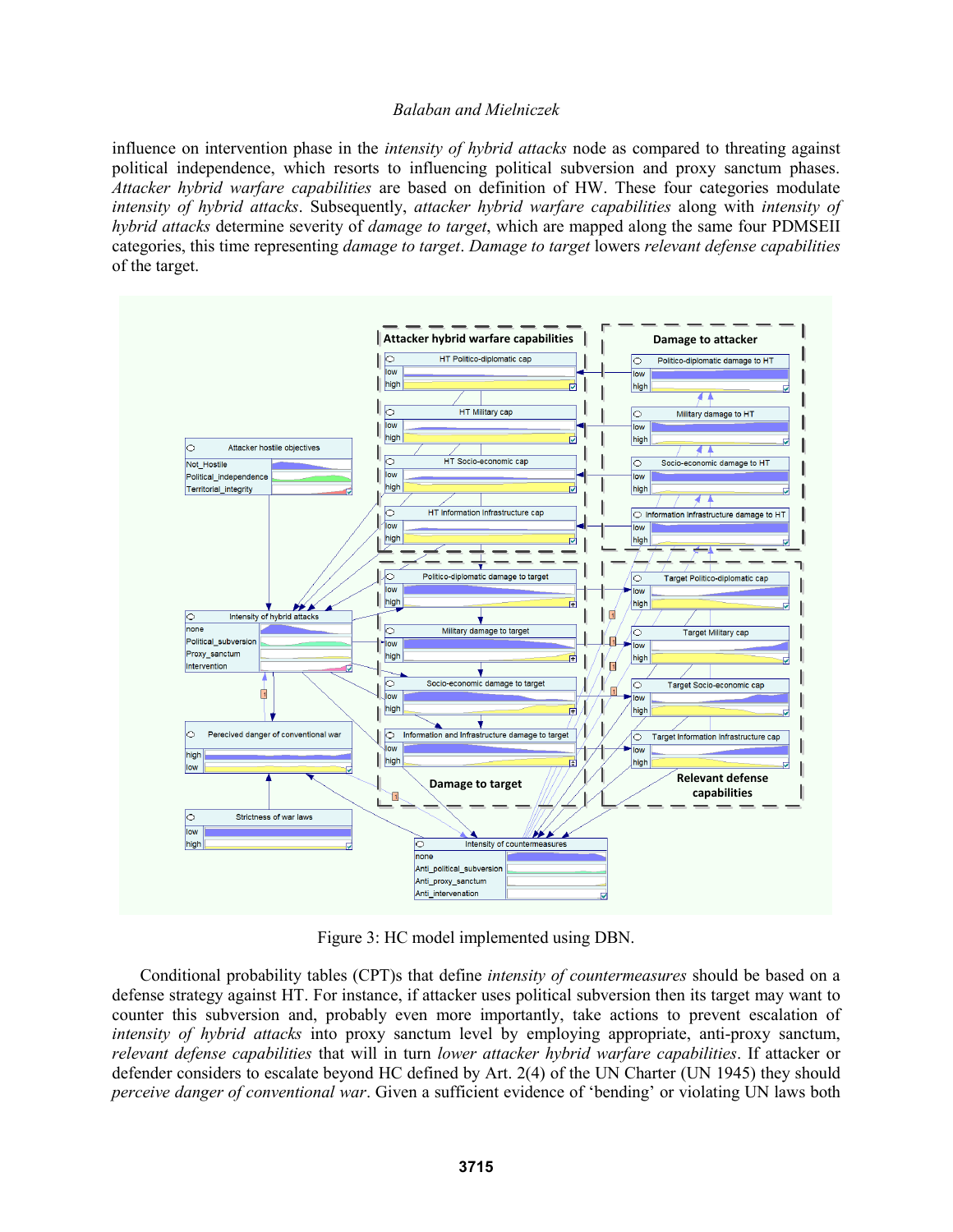influence on intervention phase in the *intensity of hybrid attacks* node as compared to threating against political independence, which resorts to influencing political subversion and proxy sanctum phases. *Attacker hybrid warfare capabilities* are based on definition of HW. These four categories modulate *intensity of hybrid attacks*. Subsequently, *attacker hybrid warfare capabilities* along with *intensity of hybrid attacks* determine severity of *damage to target*, which are mapped along the same four PDMSEII categories, this time representing *damage to target*. *Damage to target* lowers *relevant defense capabilities* of the target.

Figure 3: HC model implemented using DBN.

Conditional probability tables (CPT)s that define *intensity of countermeasures* should be based on a defense strategy against HT. For instance, if attacker uses political subversion then its target may want to counter this subversion and, probably more importantly, take actions to prevent escalation of *intensity of hybrid attacks* into proxy sanctum level by employing appropriate, anti-proxy sanctum, *relevant defense capabilities* that will in turn *lower attacker hybrid warfare capabilities*. If attacker or defender considers to escalate beyond HC defined by Art. 2(4) of the UN Charter (UN 1945) they should *perceive danger of conventional war*. Given a sufficient evidence of 'bending' or violating UN laws both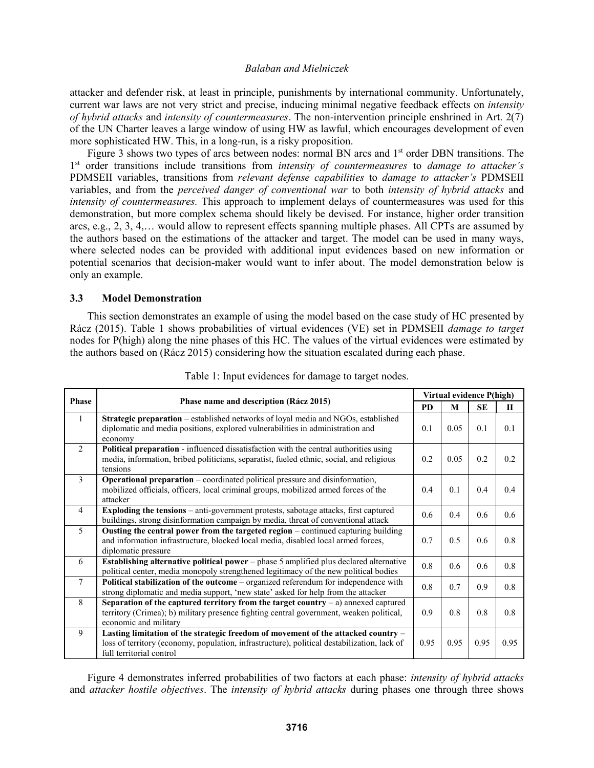attacker and defender risk, at least in principle, punishments by international community. Unfortunately, current war laws are not very strict and precise, inducing minimal negative feedback effects on *intensity of hybrid attacks* and *intensity of countermeasures*. The non-intervention principle enshrined in Art. 2(7) of the UN Charter leaves a large window of using HW as lawful, which encourages development of even more sophisticated HW. This, in a long-run, is a risky proposition.

Figure 3 shows two types of arcs between nodes: normal BN arcs and 1st order DBN transitions. The 1st order transitions include transitions from *intensity of countermeasures* to *damage to attacker's* PDMSEII variables, transitions from *relevant defense capabilities* to *damage to attacker's* PDMSEII variables, and from the *perceived danger of conventional war* to both *intensity of hybrid attacks* and *intensity of countermeasures.* This approach to implement delays of countermeasures was used for this demonstration, but more complex schema should likely be devised. For instance, higher order transition arcs, e.g., 2, 3, 4,… would allow to represent effects spanning multiple phases. All CPTs are assumed by the authors based on the estimations of the attacker and target. The model can be used in many ways, where selected nodes can be provided with additional input evidences based on new information or potential scenarios that decision-maker would want to infer about. The model demonstration below is only an example.

### 3.3 Model Demonstration

This section demonstrates an example of using the model based on the case study of HC presented by Rácz (2015). Table 1 shows probabilities of virtual evidences (VE) set in PDMSEII *damage to target* nodes for P(high) along the nine phases of this HC. The values of the virtual evidences were estimated by the authors based on (Rácz 2015) considering how the situation escalated during each phase.

Table 1: Input evidences for damage to target nodes.

| Phase | Phase name and description (Rácz 2015) | Virtual evidence P(high) | | | |
|---|---|---|---|---|---|
| | | **PD** | **M** | **SE** | **II** |
| 1 | **Strategic preparation** – established networks of loyal media and NGOs, established diplomatic and media positions, explored vulnerabilities in administration and economy | 0.1 | 0.05 | 0.1 | 0.1 |
| 2 | **Political preparation** - influenced dissatisfaction with the central authorities using media, information, bribed politicians, separatist, fueled ethnic, social, and religious tensions | 0.2 | 0.05 | 0.2 | 0.2 |
| 3 | **Operational preparation** – coordinated political pressure and disinformation, mobilized officials, officers, local criminal groups, mobilized armed forces of the attacker | 0.4 | 0.1 | 0.4 | 0.4 |
| 4 | **Exploding the tensions** – anti-government protests, sabotage attacks, first captured buildings, strong disinformation campaign by media, threat of conventional attack | 0.6 | 0.4 | 0.6 | 0.6 |
| 5 | **Ousting the central power from the targeted region** – continued capturing building and information infrastructure, blocked local media, disabled local armed forces, diplomatic pressure | 0.7 | 0.5 | 0.6 | 0.8 |
| 6 | **Establishing alternative political power** – phase 5 amplified plus declared alternative political center, media monopoly strengthened legitimacy of the new political bodies | 0.8 | 0.6 | 0.6 | 0.8 |
| 7 | **Political stabilization of the outcome** – organized referendum for independence with strong diplomatic and media support, 'new state' asked for help from the attacker | 0.8 | 0.7 | 0.9 | 0.8 |
| 8 | **Separation of the captured territory from the target country** – a) annexed captured territory (Crimea); b) military presence fighting central government, weaken political, economic and military | 0.9 | 0.8 | 0.8 | 0.8 |
| 9 | **Lasting limitation of the strategic freedom of movement of the attacked country** – loss of territory (economy, population, infrastructure), political destabilization, lack of full territorial control | 0.95 | 0.95 | 0.95 | 0.95 |

Figure 4 demonstrates inferred probabilities of two factors at each phase: *intensity of hybrid attacks* and *attacker hostile objectives*. The *intensity of hybrid attacks* during phases one through three shows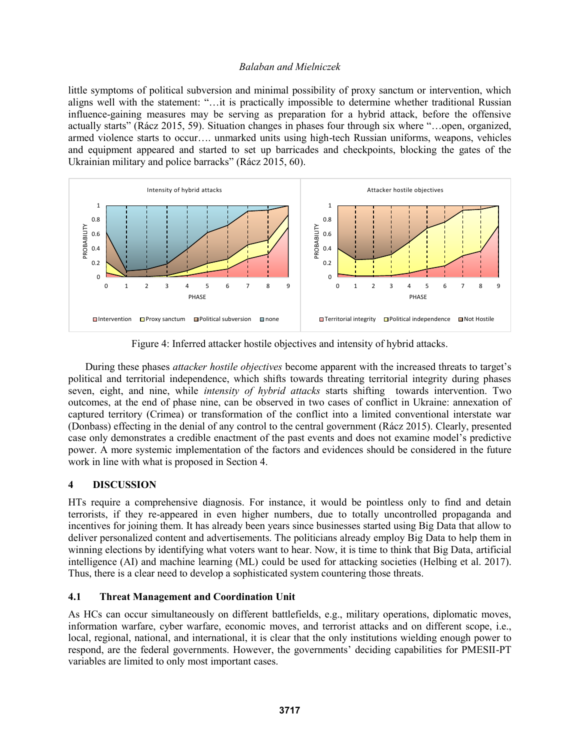little symptoms of political subversion and minimal possibility of proxy sanctum or intervention, which aligns well with the statement: "…it is practically impossible to determine whether traditional Russian influence-gaining measures may be serving as preparation for a hybrid attack, before the offensive actually starts" (Rácz 2015, 59). Situation changes in phases four through six where "…open, organized, armed violence starts to occur…. unmarked units using high-tech Russian uniforms, weapons, vehicles and equipment appeared and started to set up barricades and checkpoints, blocking the gates of the Ukrainian military and police barracks" (Rácz 2015, 60).

Figure 4: Inferred attacker hostile objectives and intensity of hybrid attacks.

During these phases *attacker hostile objectives* become apparent with the increased threats to target's political and territorial independence, which shifts towards threatening territorial integrity during phases seven, eight, and nine, while *intensity of hybrid attacks* starts shifting towards intervention. Two outcomes, at the end of phase nine, can be observed in two cases of conflict in Ukraine: annexation of captured territory (Crimea) or transformation of the conflict into a limited conventional interstate war (Donbass) effecting in the denial of any control to the central government (Rácz 2015). Clearly, presented case only demonstrates a credible enactment of the past events and does not examine model's predictive power. A more systemic implementation of the factors and evidences should be considered in the future work in line with what is proposed in Section 4.

## 4 DISCUSSION

HTs require a comprehensive diagnosis. For instance, it would be pointless only to find and detain terrorists, if they re-appeared in even higher numbers, due to totally uncontrolled propaganda and incentives for joining them. It has already been years since businesses started using Big Data that allow to deliver personalized content and advertisements. The politicians already employ Big Data to help them in winning elections by identifying what voters want to hear. Now, it is time to think that Big Data, artificial intelligence (AI) and machine learning (ML) could be used for attacking societies (Helbing et al. 2017). Thus, there is a clear need to develop a sophisticated system countering those threats.

### 4.1 Threat Management and Coordination Unit

As HCs can occur simultaneously on different battlefields, e.g., military operations, diplomatic moves, information warfare, cyber warfare, economic moves, and terrorist attacks and on different scope, i.e., local, regional, national, and international, it is clear that the only institutions wielding enough power to respond, are the federal governments. However, the governments' deciding capabilities for PMESII-PT variables are limited to only most important cases.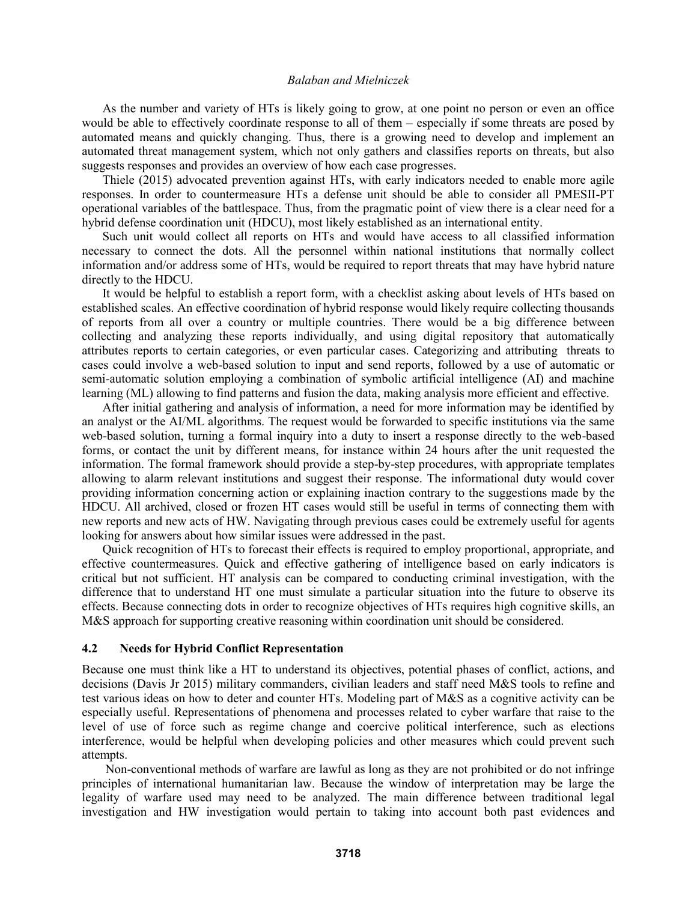As the number and variety of HTs is likely going to grow, at one point no person or even an office would be able to effectively coordinate response to all of them – especially if some threats are posed by automated means and quickly changing. Thus, there is a growing need to develop and implement an automated threat management system, which not only gathers and classifies reports on threats, but also suggests responses and provides an overview of how each case progresses.

Thiele (2015) advocated prevention against HTs, with early indicators needed to enable more agile responses. In order to countermeasure HTs a defense unit should be able to consider all PMESII-PT operational variables of the battlespace. Thus, from the pragmatic point of view there is a clear need for a hybrid defense coordination unit (HDCU), most likely established as an international entity.

Such unit would collect all reports on HTs and would have access to all classified information necessary to connect the dots. All the personnel within national institutions that normally collect information and/or address some of HTs, would be required to report threats that may have hybrid nature directly to the HDCU.

It would be helpful to establish a report form, with a checklist asking about levels of HTs based on established scales. An effective coordination of hybrid response would likely require collecting thousands of reports from all over a country or multiple countries. There would be a big difference between collecting and analyzing these reports individually, and using digital repository that automatically attributes reports to certain categories, or even particular cases. Categorizing and attributing threats to cases could involve a web-based solution to input and send reports, followed by a use of automatic or semi-automatic solution employing a combination of symbolic artificial intelligence (AI) and machine learning (ML) allowing to find patterns and fusion the data, making analysis more efficient and effective.

After initial gathering and analysis of information, a need for more information may be identified by an analyst or the AI/ML algorithms. The request would be forwarded to specific institutions via the same web-based solution, turning a formal inquiry into a duty to insert a response directly to the web-based forms, or contact the unit by different means, for instance within 24 hours after the unit requested the information. The formal framework should provide a step-by-step procedures, with appropriate templates allowing to alarm relevant institutions and suggest their response. The informational duty would cover providing information concerning action or explaining inaction contrary to the suggestions made by the HDCU. All archived, closed or frozen HT cases would still be useful in terms of connecting them with new reports and new acts of HW. Navigating through previous cases could be extremely useful for agents looking for answers about how similar issues were addressed in the past.

Quick recognition of HTs to forecast their effects is required to employ proportional, appropriate, and effective countermeasures. Quick and effective gathering of intelligence based on early indicators is critical but not sufficient. HT analysis can be compared to conducting criminal investigation, with the difference that to understand HT one must simulate a particular situation into the future to observe its effects. Because connecting dots in order to recognize objectives of HTs requires high cognitive skills, an M&S approach for supporting creative reasoning within coordination unit should be considered.

### 4.2 Needs for Hybrid Conflict Representation

Because one must think like a HT to understand its objectives, potential phases of conflict, actions, and decisions (Davis Jr 2015) military commanders, civilian leaders and staff need M&S tools to refine and test various ideas on how to deter and counter HTs. Modeling part of M&S as a cognitive activity can be especially useful. Representations of phenomena and processes related to cyber warfare that raise to the level of use of force such as regime change and coercive political interference, such as elections interference, would be helpful when developing policies and other measures which could prevent such attempts.

Non-conventional methods of warfare are lawful as long as they are not prohibited or do not infringe principles of international humanitarian law. Because the window of interpretation may be large the legality of warfare used may need to be analyzed. The main difference between traditional legal investigation and HW investigation would pertain to taking into account both past evidences and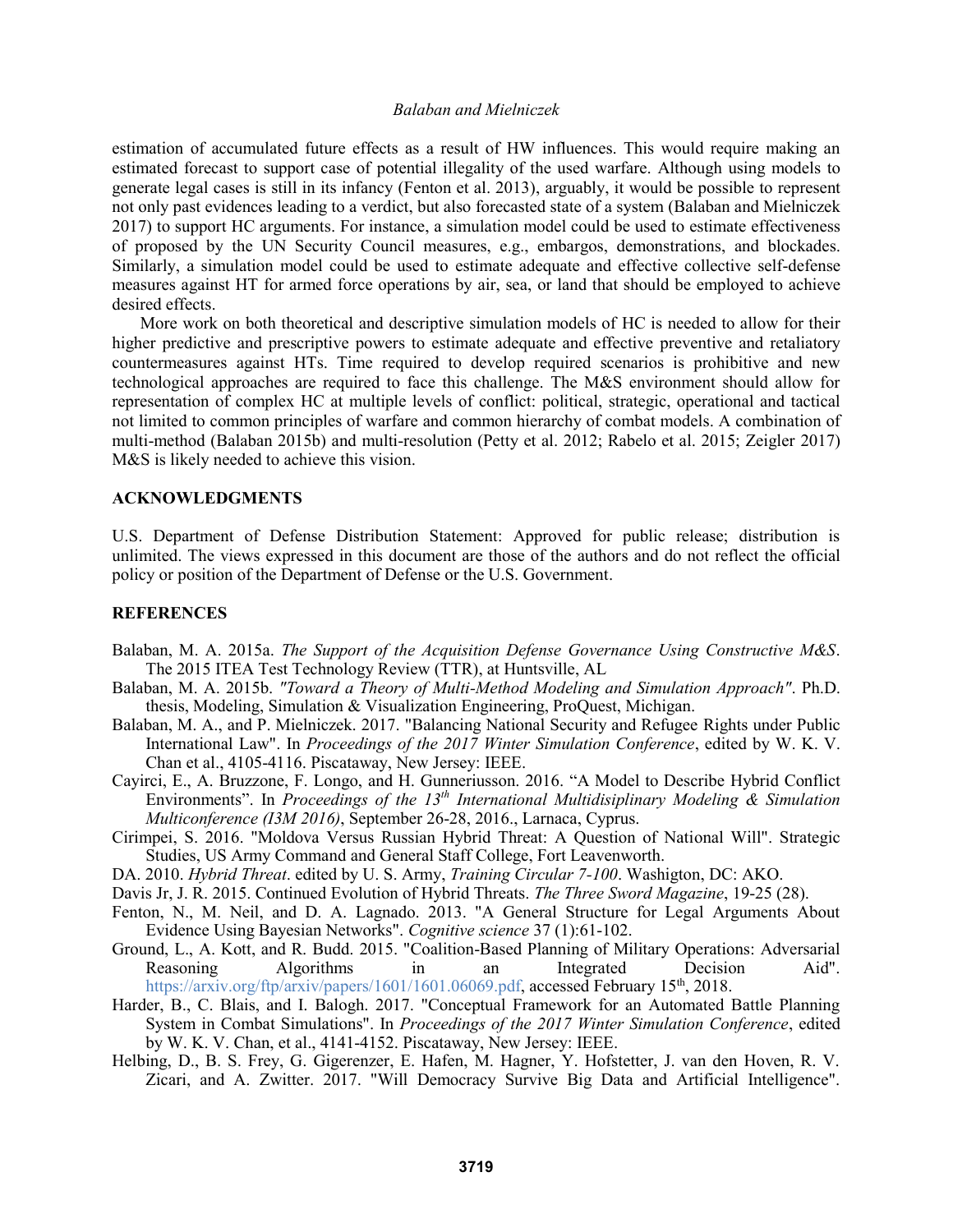estimation of accumulated future effects as a result of HW influences. This would require making an estimated forecast to support case of potential illegality of the used warfare. Although using models to generate legal cases is still in its infancy (Fenton et al. 2013), arguably, it would be possible to represent not only past evidences leading to a verdict, but also forecasted state of a system (Balaban and Mielniczek 2017) to support HC arguments. For instance, a simulation model could be used to estimate effectiveness of proposed by the UN Security Council measures, e.g., embargos, demonstrations, and blockades. Similarly, a simulation model could be used to estimate adequate and effective collective self-defense measures against HT for armed force operations by air, sea, or land that should be employed to achieve desired effects.

More work on both theoretical and descriptive simulation models of HC is needed to allow for their higher predictive and prescriptive powers to estimate adequate and effective preventive and retaliatory countermeasures against HTs. Time required to develop required scenarios is prohibitive and new technological approaches are required to face this challenge. The M&S environment should allow for representation of complex HC at multiple levels of conflict: political, strategic, operational and tactical not limited to common principles of warfare and common hierarchy of combat models. A combination of multi-method (Balaban 2015b) and multi-resolution (Petty et al. 2012; Rabelo et al. 2015; Zeigler 2017) M&S is likely needed to achieve this vision.

## ACKNOWLEDGMENTS

U.S. Department of Defense Distribution Statement: Approved for public release; distribution is unlimited. The views expressed in this document are those of the authors and do not reflect the official policy or position of the Department of Defense or the U.S. Government.

## REFERENCES

Balaban, M. A. 2015a. *The Support of the Acquisition Defense Governance Using Constructive M&S*. The 2015 ITEA Test Technology Review (TTR), at Huntsville, AL

Balaban, M. A. 2015b. *"Toward a Theory of Multi-Method Modeling and Simulation Approach"*. Ph.D. thesis, Modeling, Simulation & Visualization Engineering, ProQuest, Michigan.

Balaban, M. A., and P. Mielniczek. 2017. "Balancing National Security and Refugee Rights under Public International Law". In *Proceedings of the 2017 Winter Simulation Conference*, edited by W. K. V. Chan et al., 4105-4116. Piscataway, New Jersey: IEEE.

Cayirci, E., A. Bruzzone, F. Longo, and H. Gunneriusson. 2016. "A Model to Describe Hybrid Conflict Environments". In *Proceedings of the 13th International Multidisiplinary Modeling & Simulation Multiconference (I3M 2016)*, September 26-28, 2016., Larnaca, Cyprus.

Cirimpei, S. 2016. "Moldova Versus Russian Hybrid Threat: A Question of National Will". Strategic Studies, US Army Command and General Staff College, Fort Leavenworth.

DA. 2010. *Hybrid Threat*. edited by U. S. Army, *Training Circular 7-100*. Washigton, DC: AKO.

Davis Jr, J. R. 2015. Continued Evolution of Hybrid Threats. *The Three Sword Magazine*, 19-25 (28).

Fenton, N., M. Neil, and D. A. Lagnado. 2013. "A General Structure for Legal Arguments About Evidence Using Bayesian Networks". *Cognitive science* 37 (1):61-102.

Ground, L., A. Kott, and R. Budd. 2015. "Coalition-Based Planning of Military Operations: Adversarial Reasoning Algorithms in an Integrated Decision Aid". https://arxiv.org/ftp/arxiv/papers/1601/1601.06069.pdf, accessed February 15th, 2018.

Harder, B., C. Blais, and I. Balogh. 2017. "Conceptual Framework for an Automated Battle Planning System in Combat Simulations". In *Proceedings of the 2017 Winter Simulation Conference*, edited by W. K. V. Chan, et al., 4141-4152. Piscataway, New Jersey: IEEE.

Helbing, D., B. S. Frey, G. Gigerenzer, E. Hafen, M. Hagner, Y. Hofstetter, J. van den Hoven, R. V. Zicari, and A. Zwitter. 2017. "Will Democracy Survive Big Data and Artificial Intelligence".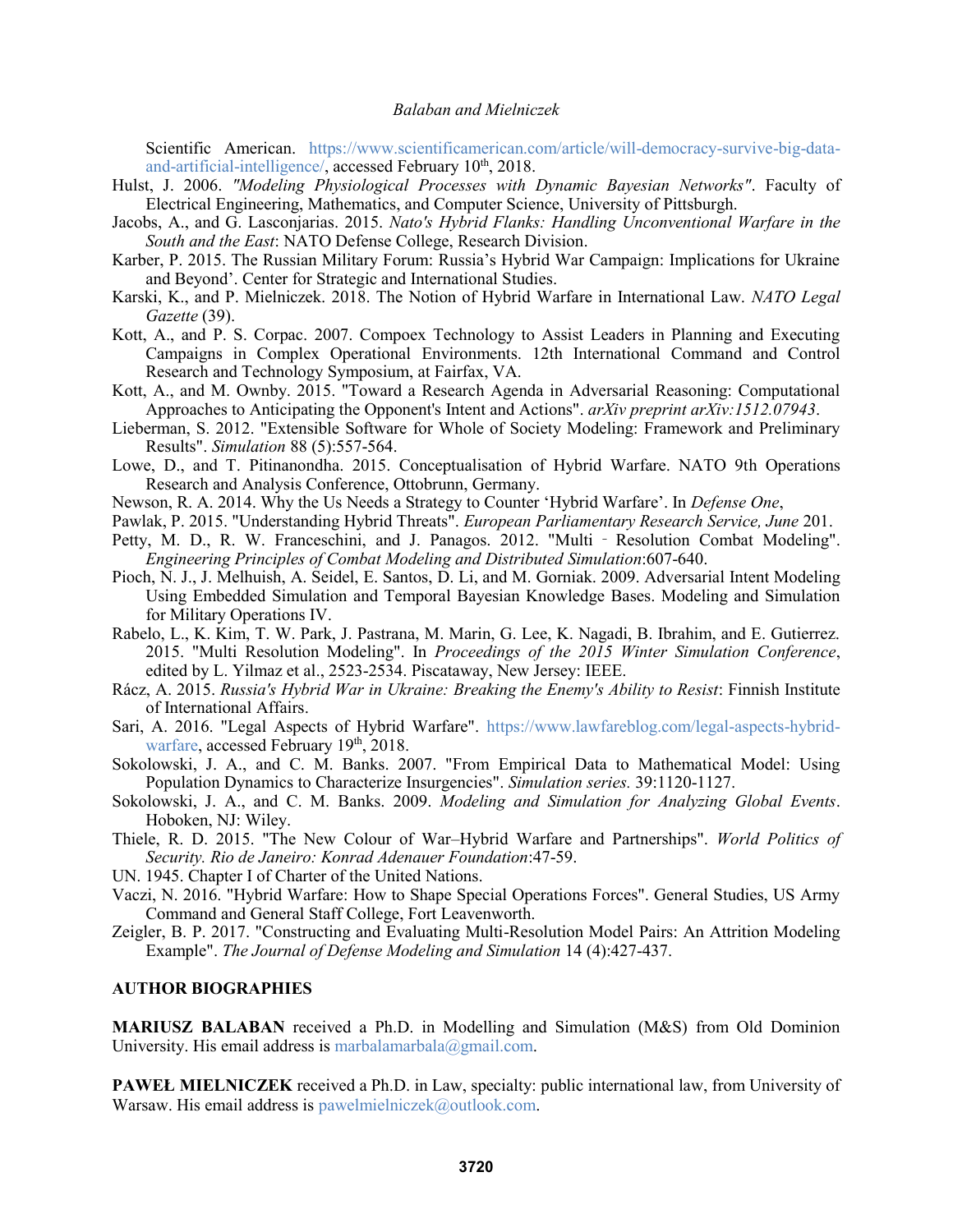Scientific American. https://www.scientificamerican.com/article/will-democracy-survive-big-data-and-artificial-intelligence/, accessed February 10th, 2018.

Hulst, J. 2006. *"Modeling Physiological Processes with Dynamic Bayesian Networks"*. Faculty of Electrical Engineering, Mathematics, and Computer Science, University of Pittsburgh.

Jacobs, A., and G. Lasconjarias. 2015. *Nato's Hybrid Flanks: Handling Unconventional Warfare in the South and the East*: NATO Defense College, Research Division.

Karber, P. 2015. The Russian Military Forum: Russia's Hybrid War Campaign: Implications for Ukraine and Beyond'. Center for Strategic and International Studies.

Karski, K., and P. Mielniczek. 2018. The Notion of Hybrid Warfare in International Law. *NATO Legal Gazette* (39).

Kott, A., and P. S. Corpac. 2007. Compoex Technology to Assist Leaders in Planning and Executing Campaigns in Complex Operational Environments. 12th International Command and Control Research and Technology Symposium, at Fairfax, VA.

Kott, A., and M. Ownby. 2015. "Toward a Research Agenda in Adversarial Reasoning: Computational Approaches to Anticipating the Opponent's Intent and Actions". *arXiv preprint arXiv:1512.07943*.

Lieberman, S. 2012. "Extensible Software for Whole of Society Modeling: Framework and Preliminary Results". *Simulation* 88 (5):557-564.

Lowe, D., and T. Pitinanondha. 2015. Conceptualisation of Hybrid Warfare. NATO 9th Operations Research and Analysis Conference, Ottobrunn, Germany.

Newson, R. A. 2014. Why the Us Needs a Strategy to Counter 'Hybrid Warfare'. In *Defense One*,

Pawlak, P. 2015. "Understanding Hybrid Threats". *European Parliamentary Research Service, June* 201.

Petty, M. D., R. W. Franceschini, and J. Panagos. 2012. "Multi‐Resolution Combat Modeling". *Engineering Principles of Combat Modeling and Distributed Simulation*:607-640.

Pioch, N. J., J. Melhuish, A. Seidel, E. Santos, D. Li, and M. Gorniak. 2009. Adversarial Intent Modeling Using Embedded Simulation and Temporal Bayesian Knowledge Bases. Modeling and Simulation for Military Operations IV.

Rabelo, L., K. Kim, T. W. Park, J. Pastrana, M. Marin, G. Lee, K. Nagadi, B. Ibrahim, and E. Gutierrez. 2015. "Multi Resolution Modeling". In *Proceedings of the 2015 Winter Simulation Conference*, edited by L. Yilmaz et al., 2523-2534. Piscataway, New Jersey: IEEE.

Rácz, A. 2015. *Russia's Hybrid War in Ukraine: Breaking the Enemy's Ability to Resist*: Finnish Institute of International Affairs.

Sari, A. 2016. "Legal Aspects of Hybrid Warfare". https://www.lawfareblog.com/legal-aspects-hybrid-warfare, accessed February 19th, 2018.

Sokolowski, J. A., and C. M. Banks. 2007. "From Empirical Data to Mathematical Model: Using Population Dynamics to Characterize Insurgencies". *Simulation series.* 39:1120-1127.

Sokolowski, J. A., and C. M. Banks. 2009. *Modeling and Simulation for Analyzing Global Events*. Hoboken, NJ: Wiley.

Thiele, R. D. 2015. "The New Colour of War–Hybrid Warfare and Partnerships". *World Politics of Security. Rio de Janeiro: Konrad Adenauer Foundation*:47-59.

UN. 1945. Chapter I of Charter of the United Nations.

Vaczi, N. 2016. "Hybrid Warfare: How to Shape Special Operations Forces". General Studies, US Army Command and General Staff College, Fort Leavenworth.

Zeigler, B. P. 2017. "Constructing and Evaluating Multi-Resolution Model Pairs: An Attrition Modeling Example". *The Journal of Defense Modeling and Simulation* 14 (4):427-437.

## AUTHOR BIOGRAPHIES

**MARIUSZ BALABAN** received a Ph.D. in Modelling and Simulation (M&S) from Old Dominion University. His email address is marbalamarbala@gmail.com.

**PAWEŁ MIELNICZEK** received a Ph.D. in Law, specialty: public international law, from University of Warsaw. His email address is pawelmielniczek@outlook.com.